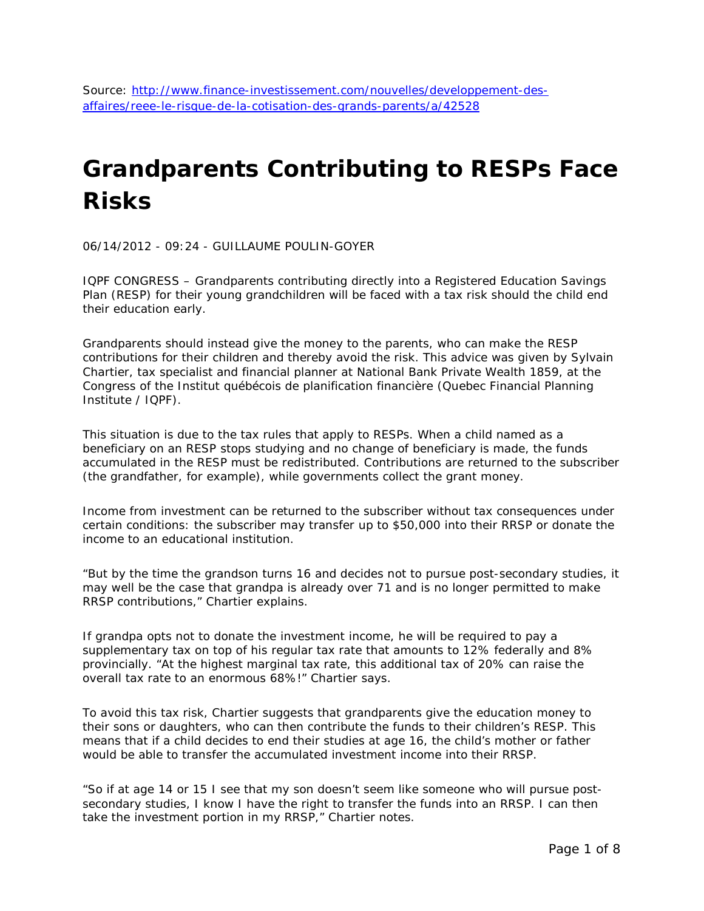Source: [http://www.finance-investissement.com/nouvelles/developpement-des-affaires/reee-le-risque-de-la-cotisation-des-grands-parents/a/42528](http://www.finance-investissement.com/nouvelles/developpement-des-affaires/reee-le-risque-de-la-cotisation-des-grands-parents/a/42528)

# Grandparents Contributing to RESPs Face Risks

06/14/2012 - 09:24 - GUILLAUME POULIN-GOYER

IQPF CONGRESS – Grandparents contributing directly into a Registered Education Savings Plan (RESP) for their young grandchildren will be faced with a tax risk should the child end their education early.

Grandparents should instead give the money to the parents, who can make the RESP contributions for their children and thereby avoid the risk. This advice was given by Sylvain Chartier, tax specialist and financial planner at National Bank Private Wealth 1859, at the Congress of the Institut québécois de planification financière (Quebec Financial Planning Institute / IQPF).

This situation is due to the tax rules that apply to RESPs. When a child named as a beneficiary on an RESP stops studying and no change of beneficiary is made, the funds accumulated in the RESP must be redistributed. Contributions are returned to the subscriber (the grandfather, for example), while governments collect the grant money.

Income from investment can be returned to the subscriber without tax consequences under certain conditions: the subscriber may transfer up to $50,000 into their RRSP or donate the income to an educational institution.

“But by the time the grandson turns 16 and decides not to pursue post-secondary studies, it may well be the case that grandpa is already over 71 and is no longer permitted to make RRSP contributions,” Chartier explains.

If grandpa opts not to donate the investment income, he will be required to pay a supplementary tax on top of his regular tax rate that amounts to 12% federally and 8% provincially. “At the highest marginal tax rate, this additional tax of 20% can raise the overall tax rate to an enormous 68%!” Chartier says.

To avoid this tax risk, Chartier suggests that grandparents give the education money to their sons or daughters, who can then contribute the funds to their children’s RESP. This means that if a child decides to end their studies at age 16, the child’s mother or father would be able to transfer the accumulated investment income into their RRSP.

“So if at age 14 or 15 I see that my son doesn’t seem like someone who will pursue post-secondary studies, I know I have the right to transfer the funds into an RRSP. I can then take the investment portion in my RRSP,” Chartier notes.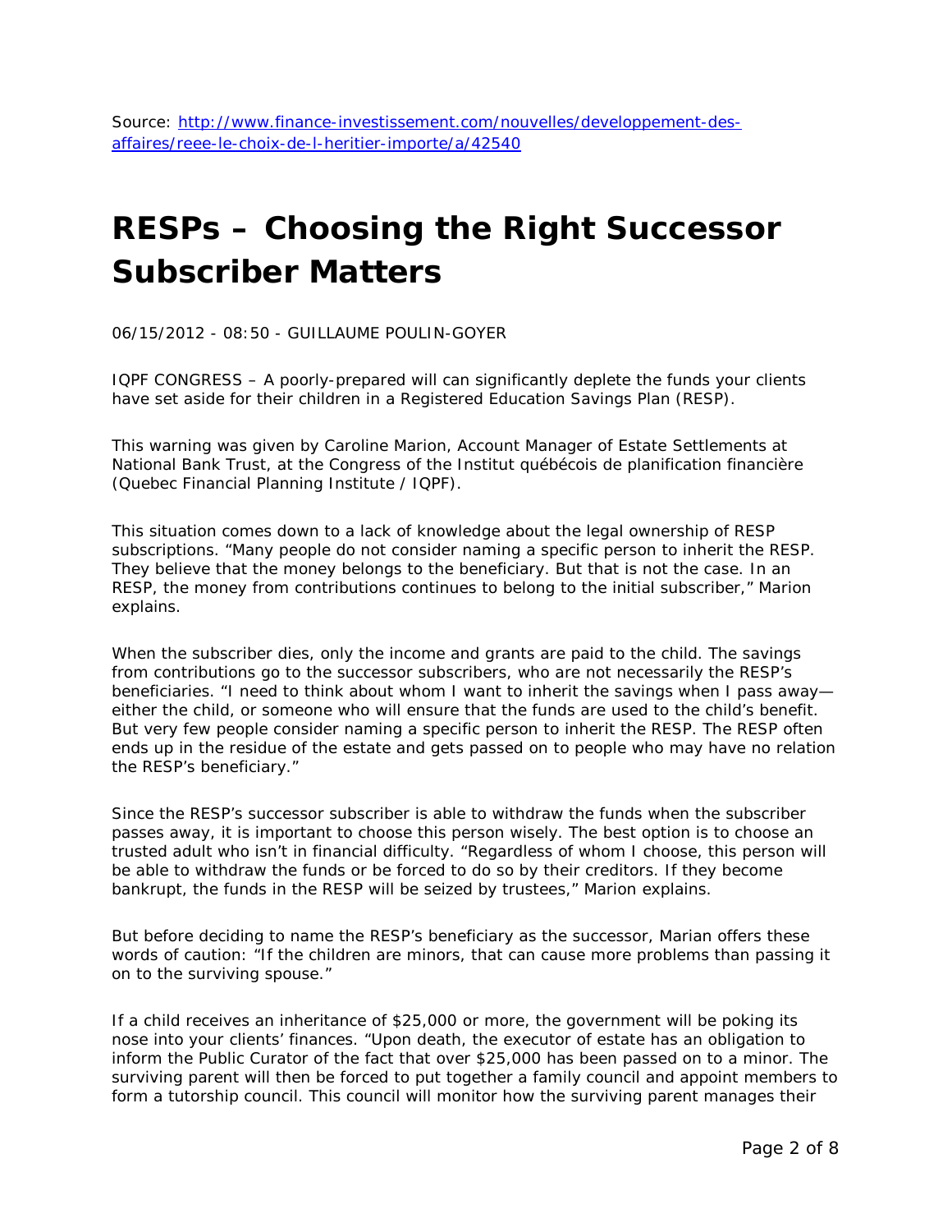Source: [http://www.finance-investissement.com/nouvelles/developpement-des-affaires/reee-le-choix-de-l-heritier-importe/a/42540](http://www.finance-investissement.com/nouvelles/developpement-des-affaires/reee-le-choix-de-l-heritier-importe/a/42540)

# RESPs – Choosing the Right Successor Subscriber Matters

06/15/2012 - 08:50 - GUILLAUME POULIN-GOYER

IQPF CONGRESS – A poorly-prepared will can significantly deplete the funds your clients have set aside for their children in a Registered Education Savings Plan (RESP).

This warning was given by Caroline Marion, Account Manager of Estate Settlements at National Bank Trust, at the Congress of the Institut québécois de planification financière (Quebec Financial Planning Institute / IQPF).

This situation comes down to a lack of knowledge about the legal ownership of RESP subscriptions. "Many people do not consider naming a specific person to inherit the RESP. They believe that the money belongs to the beneficiary. But that is not the case. In an RESP, the money from contributions continues to belong to the initial subscriber," Marion explains.

When the subscriber dies, only the income and grants are paid to the child. The savings from contributions go to the successor subscribers, who are not necessarily the RESP's beneficiaries. "I need to think about whom I want to inherit the savings when I pass away—either the child, or someone who will ensure that the funds are used to the child's benefit. But very few people consider naming a specific person to inherit the RESP. The RESP often ends up in the residue of the estate and gets passed on to people who may have no relation the RESP's beneficiary."

Since the RESP's successor subscriber is able to withdraw the funds when the subscriber passes away, it is important to choose this person wisely. The best option is to choose an trusted adult who isn't in financial difficulty. "Regardless of whom I choose, this person will be able to withdraw the funds or be forced to do so by their creditors. If they become bankrupt, the funds in the RESP will be seized by trustees," Marion explains.

But before deciding to name the RESP's beneficiary as the successor, Marian offers these words of caution: "If the children are minors, that can cause more problems than passing it on to the surviving spouse."

If a child receives an inheritance of $25,000 or more, the government will be poking its nose into your clients' finances. "Upon death, the executor of estate has an obligation to inform the Public Curator of the fact that over $25,000 has been passed on to a minor. The surviving parent will then be forced to put together a family council and appoint members to form a tutorship council. This council will monitor how the surviving parent manages their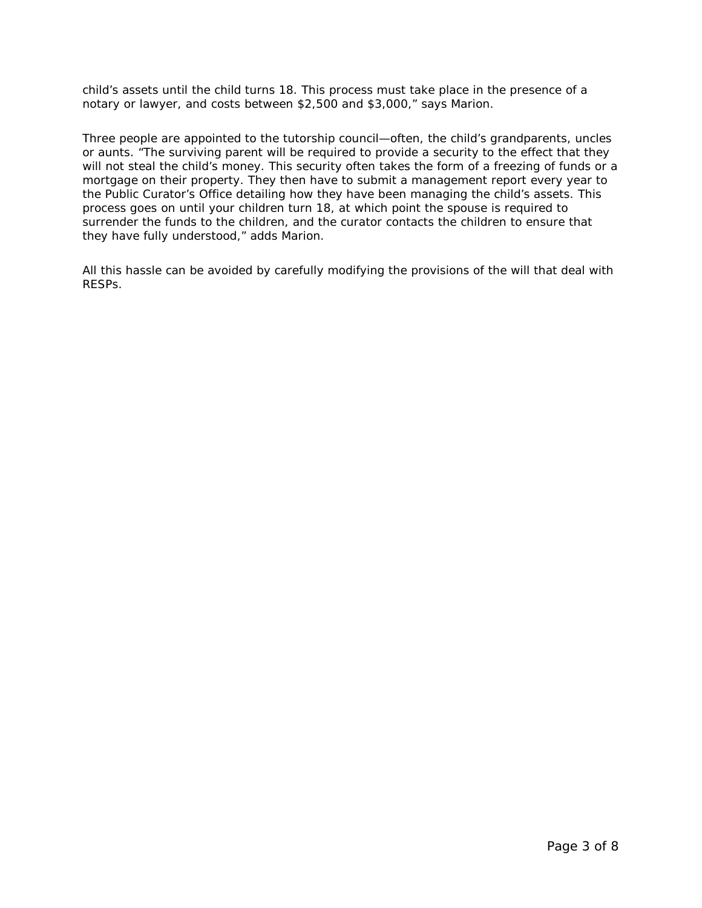child’s assets until the child turns 18. This process must take place in the presence of a notary or lawyer, and costs between $2,500 and $3,000,” says Marion.

Three people are appointed to the tutorship council—often, the child’s grandparents, uncles or aunts. “The surviving parent will be required to provide a security to the effect that they will not steal the child’s money. This security often takes the form of a freezing of funds or a mortgage on their property. They then have to submit a management report every year to the Public Curator’s Office detailing how they have been managing the child’s assets. This process goes on until your children turn 18, at which point the spouse is required to surrender the funds to the children, and the curator contacts the children to ensure that they have fully understood,” adds Marion.

All this hassle can be avoided by carefully modifying the provisions of the will that deal with RESPs.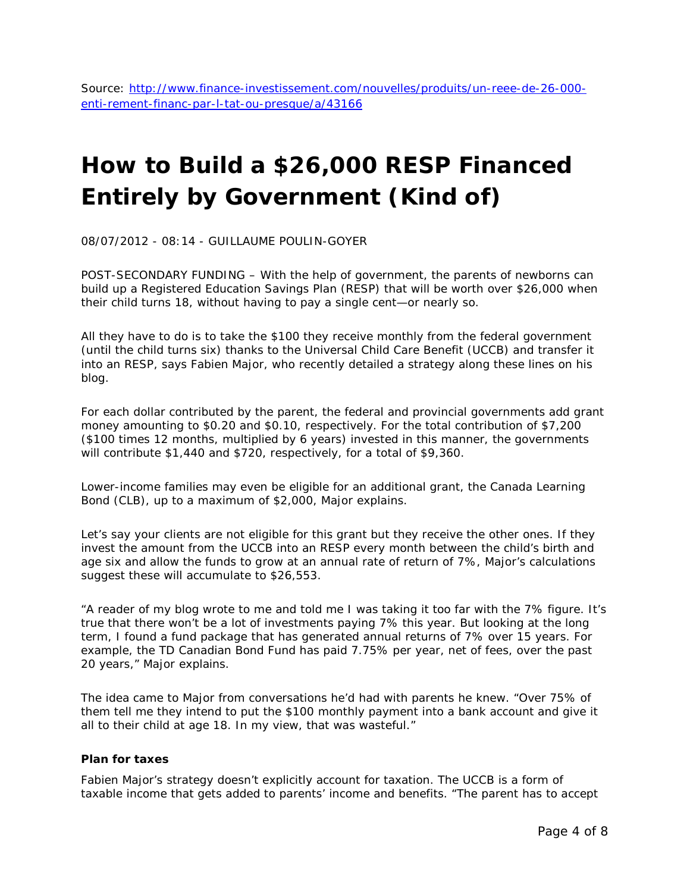Source: [http://www.finance-investissement.com/nouvelles/produits/un-reee-de-26-000-enti-rement-financ-par-l-tat-ou-presque/a/43166](http://www.finance-investissement.com/nouvelles/produits/un-reee-de-26-000-enti-rement-financ-par-l-tat-ou-presque/a/43166)

# How to Build a $26,000 RESP Financed Entirely by Government (Kind of)

08/07/2012 - 08:14 - GUILLAUME POULIN-GOYER

POST-SECONDARY FUNDING – With the help of government, the parents of newborns can build up a Registered Education Savings Plan (RESP) that will be worth over $26,000 when their child turns 18, without having to pay a single cent—or nearly so.

All they have to do is to take the $100 they receive monthly from the federal government (until the child turns six) thanks to the Universal Child Care Benefit (UCCB) and transfer it into an RESP, says Fabien Major, who recently detailed a strategy along these lines on his blog.

For each dollar contributed by the parent, the federal and provincial governments add grant money amounting to $0.20 and $0.10, respectively. For the total contribution of $7,200 ($100 times 12 months, multiplied by 6 years) invested in this manner, the governments will contribute $1,440 and $720, respectively, for a total of $9,360.

Lower-income families may even be eligible for an additional grant, the Canada Learning Bond (CLB), up to a maximum of $2,000, Major explains.

Let's say your clients are not eligible for this grant but they receive the other ones. If they invest the amount from the UCCB into an RESP every month between the child's birth and age six and allow the funds to grow at an annual rate of return of 7%, Major's calculations suggest these will accumulate to $26,553.

"A reader of my blog wrote to me and told me I was taking it too far with the 7% figure. It's true that there won't be a lot of investments paying 7% this year. But looking at the long term, I found a fund package that has generated annual returns of 7% over 15 years. For example, the TD Canadian Bond Fund has paid 7.75% per year, net of fees, over the past 20 years," Major explains.

The idea came to Major from conversations he'd had with parents he knew. "Over 75% of them tell me they intend to put the $100 monthly payment into a bank account and give it all to their child at age 18. In my view, that was wasteful."

**Plan for taxes**

Fabien Major's strategy doesn't explicitly account for taxation. The UCCB is a form of taxable income that gets added to parents' income and benefits. "The parent has to accept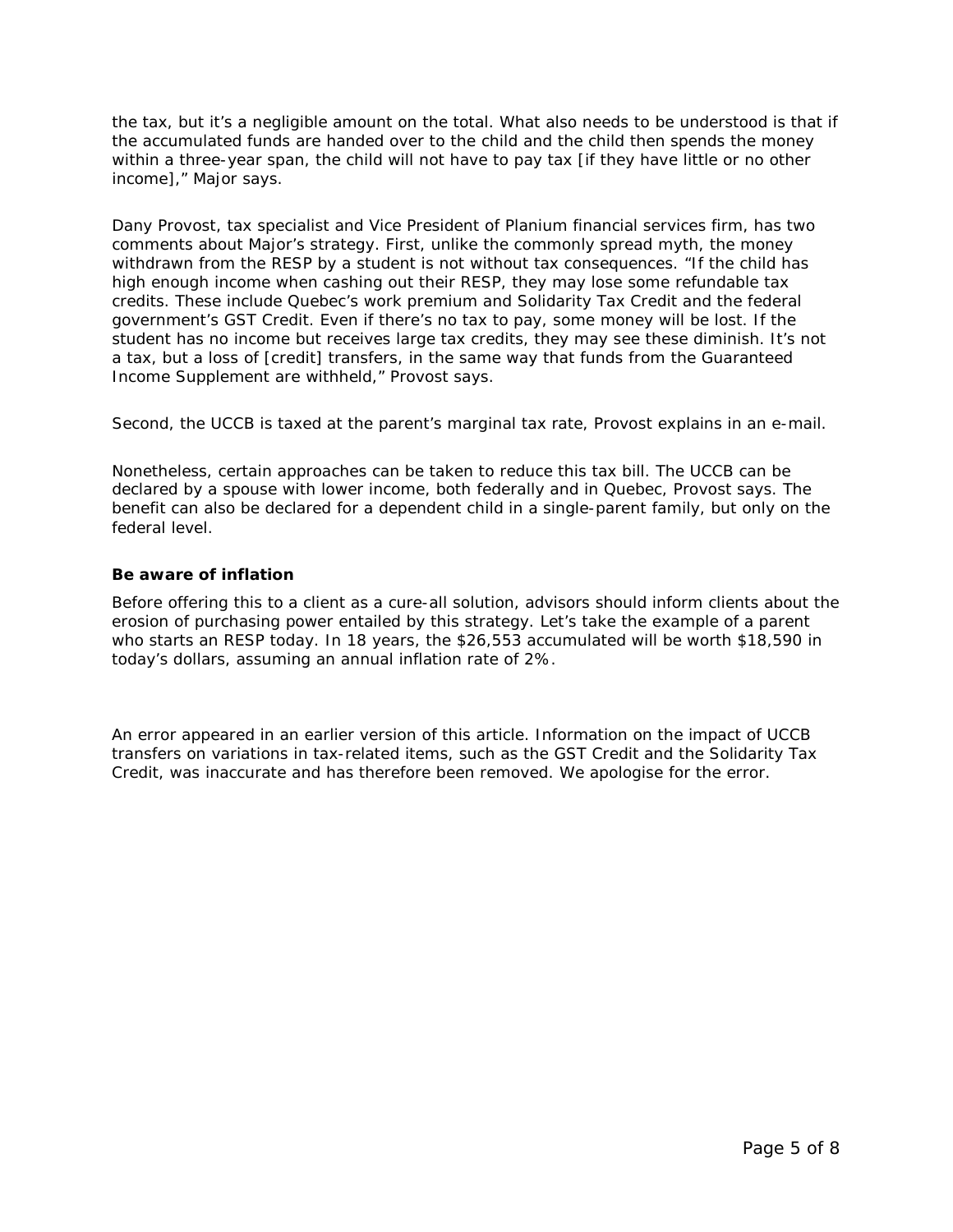the tax, but it's a negligible amount on the total. What also needs to be understood is that if the accumulated funds are handed over to the child and the child then spends the money within a three-year span, the child will not have to pay tax [if they have little or no other income]," Major says.

Dany Provost, tax specialist and Vice President of Planium financial services firm, has two comments about Major's strategy. First, unlike the commonly spread myth, the money withdrawn from the RESP by a student is not without tax consequences. "If the child has high enough income when cashing out their RESP, they may lose some refundable tax credits. These include Quebec's work premium and Solidarity Tax Credit and the federal government's GST Credit. Even if there's no tax to pay, some money will be lost. If the student has no income but receives large tax credits, they may see these diminish. It's not a tax, but a loss of [credit] transfers, in the same way that funds from the Guaranteed Income Supplement are withheld," Provost says.

Second, the UCCB is taxed at the parent's marginal tax rate, Provost explains in an e-mail.

Nonetheless, certain approaches can be taken to reduce this tax bill. The UCCB can be declared by a spouse with lower income, both federally and in Quebec, Provost says. The benefit can also be declared for a dependent child in a single-parent family, but only on the federal level.

### Be aware of inflation

Before offering this to a client as a cure-all solution, advisors should inform clients about the erosion of purchasing power entailed by this strategy. Let's take the example of a parent who starts an RESP today. In 18 years, the $26,553 accumulated will be worth $18,590 in today's dollars, assuming an annual inflation rate of 2%.

An error appeared in an earlier version of this article. Information on the impact of UCCB transfers on variations in tax-related items, such as the GST Credit and the Solidarity Tax Credit, was inaccurate and has therefore been removed. We apologise for the error.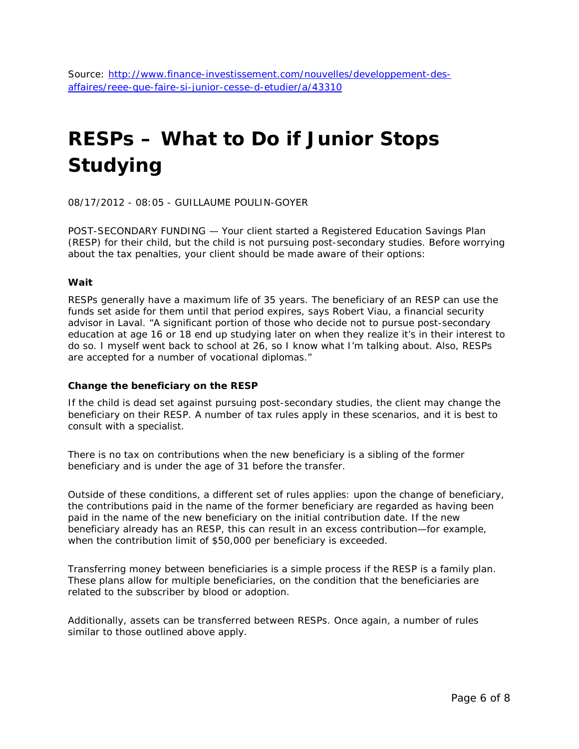Source: [http://www.finance-investissement.com/nouvelles/developpement-des-affaires/reee-que-faire-si-junior-cesse-d-etudier/a/43310](http://www.finance-investissement.com/nouvelles/developpement-des-affaires/reee-que-faire-si-junior-cesse-d-etudier/a/43310)

# RESPs – What to Do if Junior Stops Studying

08/17/2012 - 08:05 - GUILLAUME POULIN-GOYER

POST-SECONDARY FUNDING — Your client started a Registered Education Savings Plan (RESP) for their child, but the child is not pursuing post-secondary studies. Before worrying about the tax penalties, your client should be made aware of their options:

**Wait**

RESPs generally have a maximum life of 35 years. The beneficiary of an RESP can use the funds set aside for them until that period expires, says Robert Viau, a financial security advisor in Laval. "A significant portion of those who decide not to pursue post-secondary education at age 16 or 18 end up studying later on when they realize it's in their interest to do so. I myself went back to school at 26, so I know what I'm talking about. Also, RESPs are accepted for a number of vocational diplomas."

**Change the beneficiary on the RESP**

If the child is dead set against pursuing post-secondary studies, the client may change the beneficiary on their RESP. A number of tax rules apply in these scenarios, and it is best to consult with a specialist.

There is no tax on contributions when the new beneficiary is a sibling of the former beneficiary and is under the age of 31 before the transfer.

Outside of these conditions, a different set of rules applies: upon the change of beneficiary, the contributions paid in the name of the former beneficiary are regarded as having been paid in the name of the new beneficiary on the initial contribution date. If the new beneficiary already has an RESP, this can result in an excess contribution—for example, when the contribution limit of $50,000 per beneficiary is exceeded.

Transferring money between beneficiaries is a simple process if the RESP is a family plan. These plans allow for multiple beneficiaries, on the condition that the beneficiaries are related to the subscriber by blood or adoption.

Additionally, assets can be transferred between RESPs. Once again, a number of rules similar to those outlined above apply.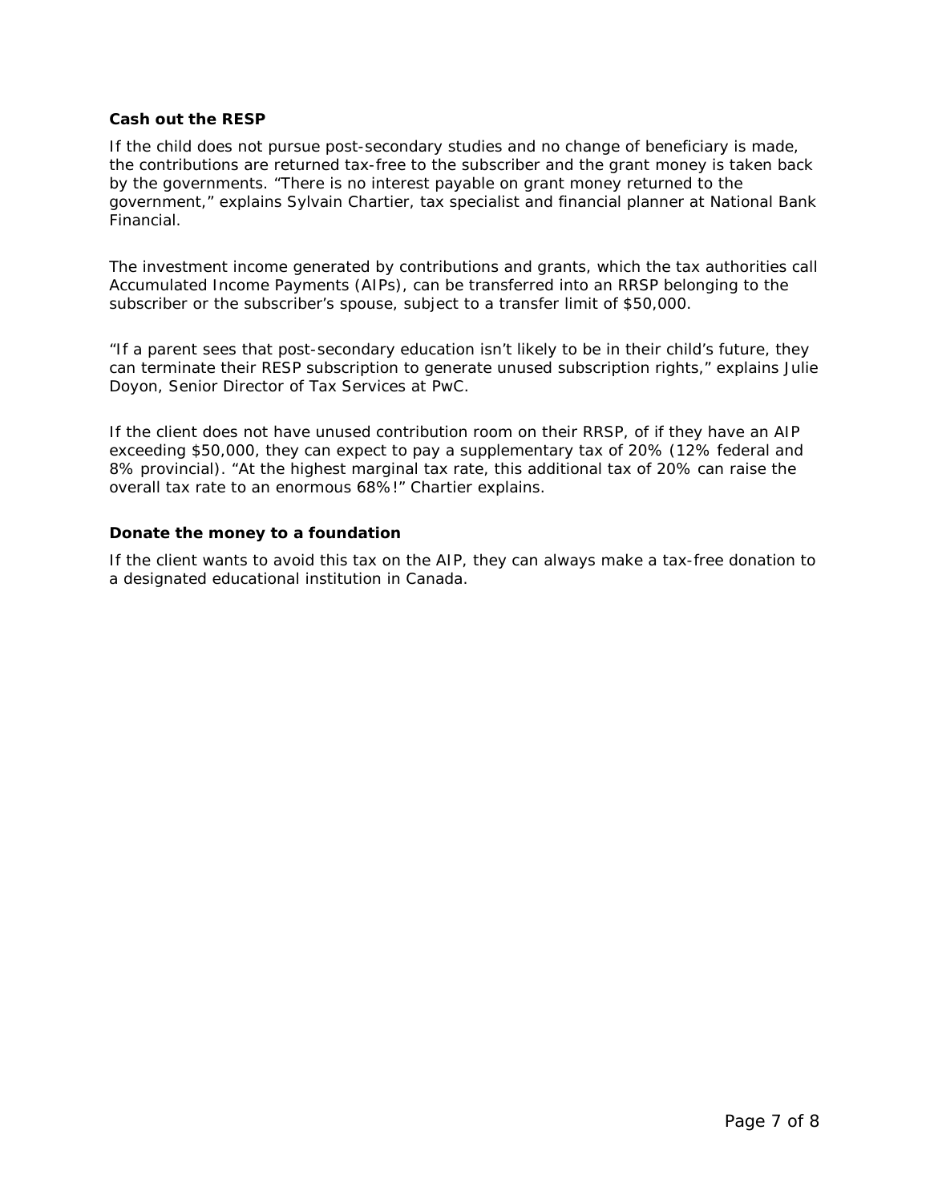**Cash out the RESP**

If the child does not pursue post-secondary studies and no change of beneficiary is made, the contributions are returned tax-free to the subscriber and the grant money is taken back by the governments. "There is no interest payable on grant money returned to the government," explains Sylvain Chartier, tax specialist and financial planner at National Bank Financial.

The investment income generated by contributions and grants, which the tax authorities call Accumulated Income Payments (AIPs), can be transferred into an RRSP belonging to the subscriber or the subscriber's spouse, subject to a transfer limit of $50,000.

"If a parent sees that post-secondary education isn't likely to be in their child's future, they can terminate their RESP subscription to generate unused subscription rights," explains Julie Doyon, Senior Director of Tax Services at PwC.

If the client does not have unused contribution room on their RRSP, of if they have an AIP exceeding $50,000, they can expect to pay a supplementary tax of 20% (12% federal and 8% provincial). "At the highest marginal tax rate, this additional tax of 20% can raise the overall tax rate to an enormous 68%!" Chartier explains.

**Donate the money to a foundation**

If the client wants to avoid this tax on the AIP, they can always make a tax-free donation to a designated educational institution in Canada.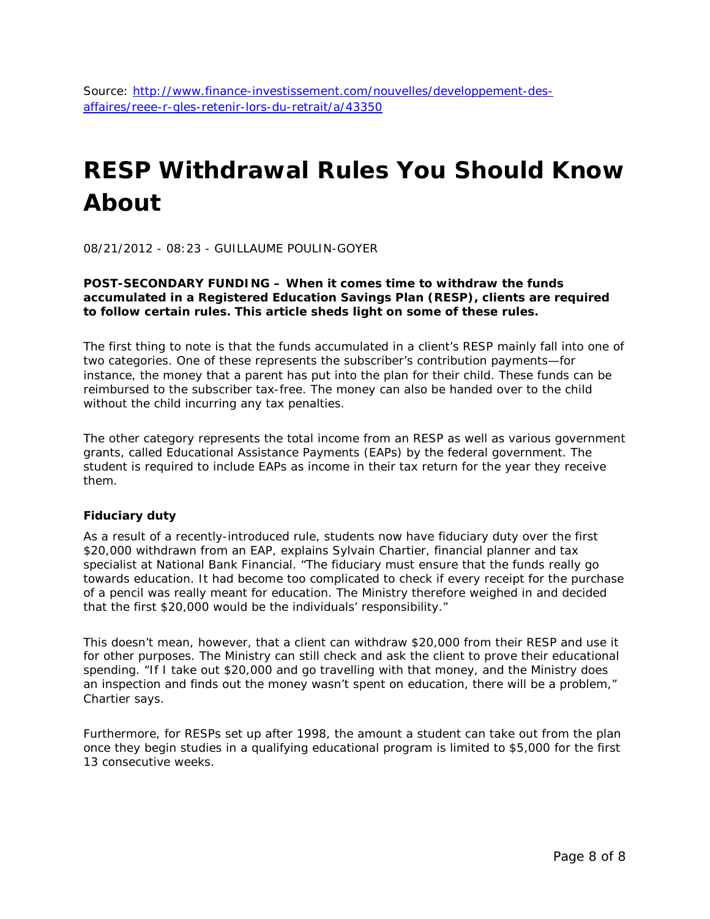Source: [http://www.finance-investissement.com/nouvelles/developpement-des-affaires/reee-r-gles-retenir-lors-du-retrait/a/43350](http://www.finance-investissement.com/nouvelles/developpement-des-affaires/reee-r-gles-retenir-lors-du-retrait/a/43350)

# RESP Withdrawal Rules You Should Know About

08/21/2012 - 08:23 - GUILLAUME POULIN-GOYER

**POST-SECONDARY FUNDING – When it comes time to withdraw the funds accumulated in a Registered Education Savings Plan (RESP), clients are required to follow certain rules. This article sheds light on some of these rules.**

The first thing to note is that the funds accumulated in a client's RESP mainly fall into one of two categories. One of these represents the subscriber's contribution payments—for instance, the money that a parent has put into the plan for their child. These funds can be reimbursed to the subscriber tax-free. The money can also be handed over to the child without the child incurring any tax penalties.

The other category represents the total income from an RESP as well as various government grants, called Educational Assistance Payments (EAPs) by the federal government. The student is required to include EAPs as income in their tax return for the year they receive them.

### Fiduciary duty

As a result of a recently-introduced rule, students now have fiduciary duty over the first $20,000 withdrawn from an EAP, explains Sylvain Chartier, financial planner and tax specialist at National Bank Financial. "The fiduciary must ensure that the funds really go towards education. It had become too complicated to check if every receipt for the purchase of a pencil was really meant for education. The Ministry therefore weighed in and decided that the first $20,000 would be the individuals' responsibility."

This doesn't mean, however, that a client can withdraw $20,000 from their RESP and use it for other purposes. The Ministry can still check and ask the client to prove their educational spending. "If I take out $20,000 and go travelling with that money, and the Ministry does an inspection and finds out the money wasn't spent on education, there will be a problem," Chartier says.

Furthermore, for RESPs set up after 1998, the amount a student can take out from the plan once they begin studies in a qualifying educational program is limited to $5,000 for the first 13 consecutive weeks.